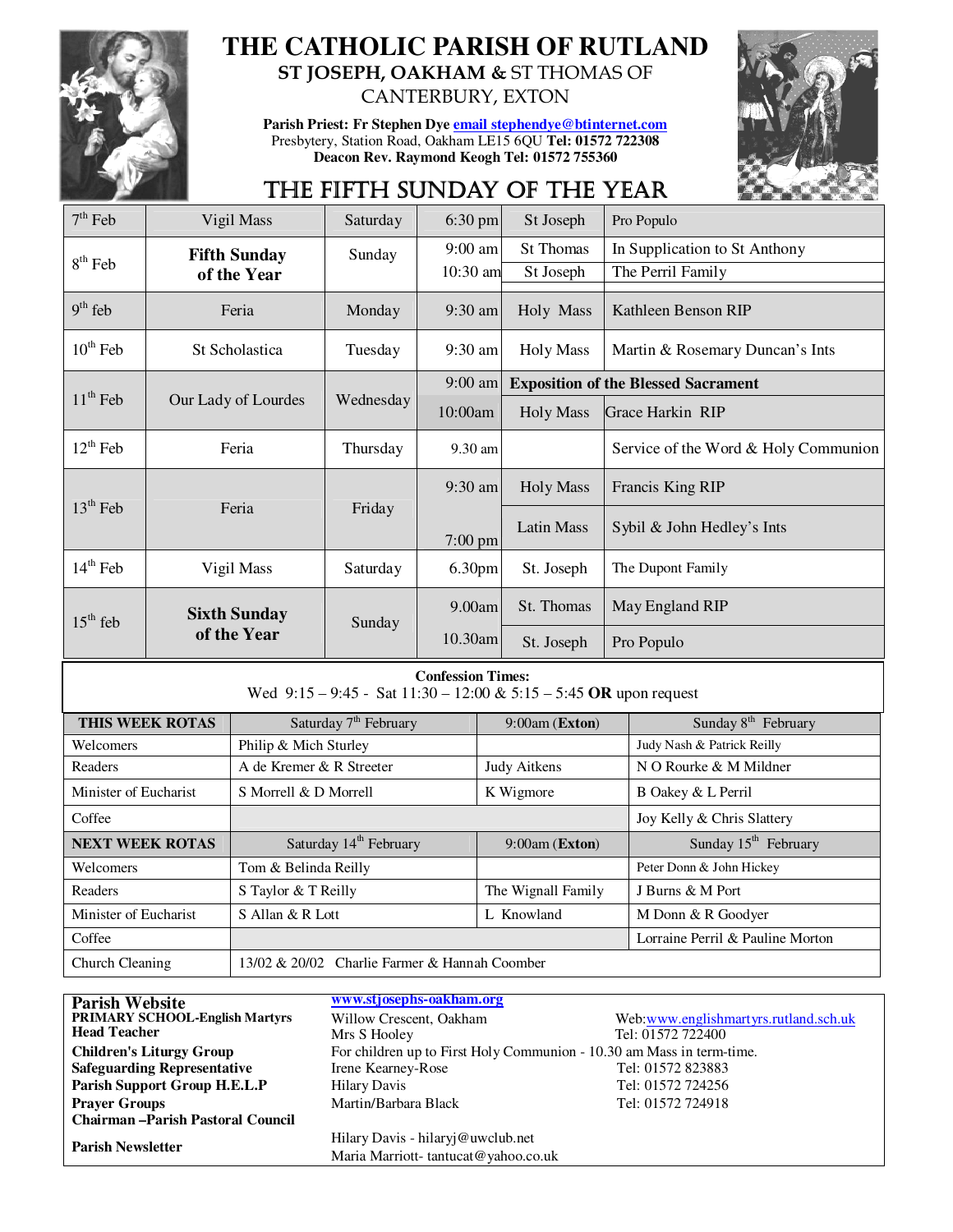# THE CATHOLIC PARISH OF RUTLAND

**ST JOSEPH, OAKHAM & ST THOMAS OF CANTERBURY, EXTON**

**Parish Priest: Fr Stephen Dye** email stephendye@btinternet.com
Presbytery, Station Road, Oakham LE15 6QU **Tel: 01572 722308**
**Deacon Rev. Raymond Keogh Tel: 01572 755360**

## THE FIFTH SUNDAY OF THE YEAR

| Date | Occasion | Day | Time | Place | Intention |
|---|---|---|---|---|---|
| 7th Feb | Vigil Mass | Saturday | 6:30 pm | St Joseph | Pro Populo |
| 8th Feb | **Fifth Sunday of the Year** | Sunday | 9:00 am | St Thomas | In Supplication to St Anthony |
| | | | 10:30 am | St Joseph | The Perril Family |
| 9th feb | Feria | Monday | 9:30 am | Holy Mass | Kathleen Benson RIP |
| 10th Feb | St Scholastica | Tuesday | 9:30 am | Holy Mass | Martin & Rosemary Duncan's Ints |
| 11th Feb | Our Lady of Lourdes | Wednesday | 9:00 am | **Exposition of the Blessed Sacrament** | |
| | | | 10:00am | Holy Mass | Grace Harkin RIP |
| 12th Feb | Feria | Thursday | 9.30 am | | Service of the Word & Holy Communion |
| 13th Feb | Feria | Friday | 9:30 am | Holy Mass | Francis King RIP |
| | | | 7:00 pm | Latin Mass | Sybil & John Hedley's Ints |
| 14th Feb | Vigil Mass | Saturday | 6.30pm | St. Joseph | The Dupont Family |
| 15th feb | **Sixth Sunday of the Year** | Sunday | 9.00am | St. Thomas | May England RIP |
| | | | 10.30am | St. Joseph | Pro Populo |

**Confession Times:**
Wed 9:15 – 9:45 - Sat 11:30 – 12:00 & 5:15 – 5:45 **OR** upon request

| **THIS WEEK ROTAS** | Saturday 7th February | 9:00am (**Exton**) | Sunday 8th February |
|---|---|---|---|
| Welcomers | Philip & Mich Sturley | | Judy Nash & Patrick Reilly |
| Readers | A de Kremer & R Streeter | Judy Aitkens | N O Rourke & M Mildner |
| Minister of Eucharist | S Morrell & D Morrell | K Wigmore | B Oakey & L Perril |
| Coffee | | | Joy Kelly & Chris Slattery |
| **NEXT WEEK ROTAS** | Saturday 14th February | 9:00am (**Exton**) | Sunday 15th February |
| Welcomers | Tom & Belinda Reilly | | Peter Donn & John Hickey |
| Readers | S Taylor & T Reilly | The Wignall Family | J Burns & M Port |
| Minister of Eucharist | S Allan & R Lott | L Knowland | M Donn & R Goodyer |
| Coffee | | | Lorraine Perril & Pauline Morton |
| Church Cleaning | 13/02 & 20/02 Charlie Farmer & Hannah Coomber | | |

| | | |
|---|---|---|
| **Parish Website** | www.stjosephs-oakham.org | |
| **PRIMARY SCHOOL-English Martyrs** | Willow Crescent, Oakham | Web: www.englishmartyrs.rutland.sch.uk |
| **Head Teacher** | Mrs S Hooley | Tel: 01572 722400 |
| **Children's Liturgy Group** | For children up to First Holy Communion - 10.30 am Mass in term-time. | |
| **Safeguarding Representative** | Irene Kearney-Rose | Tel: 01572 823883 |
| **Parish Support Group H.E.L.P** | Hilary Davis | Tel: 01572 724256 |
| **Prayer Groups** | Martin/Barbara Black | Tel: 01572 724918 |
| **Chairman –Parish Pastoral Council** | | |
| **Parish Newsletter** | Hilary Davis - hilaryj@uwclub.net<br>Maria Marriott- tantucat@yahoo.co.uk | |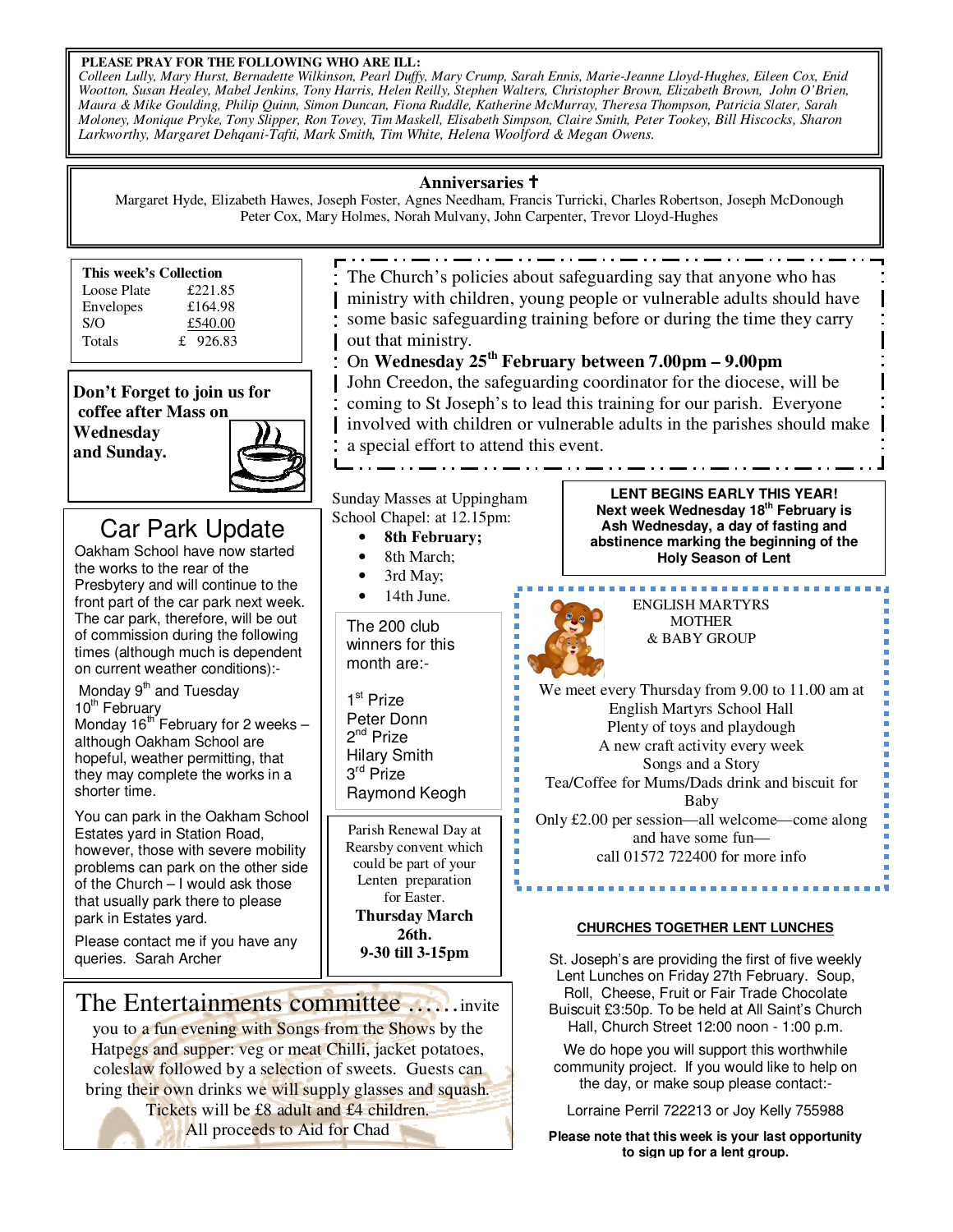**PLEASE PRAY FOR THE FOLLOWING WHO ARE ILL:**

*Colleen Lully, Mary Hurst, Bernadette Wilkinson, Pearl Duffy, Mary Crump, Sarah Ennis, Marie-Jeanne Lloyd-Hughes, Eileen Cox, Enid Wootton, Susan Healey, Mabel Jenkins, Tony Harris, Helen Reilly, Stephen Walters, Christopher Brown, Elizabeth Brown, John O'Brien, Maura & Mike Goulding, Philip Quinn, Simon Duncan, Fiona Ruddle, Katherine McMurray, Theresa Thompson, Patricia Slater, Sarah Moloney, Monique Pryke, Tony Slipper, Ron Tovey, Tim Maskell, Elisabeth Simpson, Claire Smith, Peter Tookey, Bill Hiscocks, Sharon Larkworthy, Margaret Dehqani-Tafti, Mark Smith, Tim White, Helena Woolford & Megan Owens.*

**Anniversaries ✝**

Margaret Hyde, Elizabeth Hawes, Joseph Foster, Agnes Needham, Francis Turricki, Charles Robertson, Joseph McDonough Peter Cox, Mary Holmes, Norah Mulvany, John Carpenter, Trevor Lloyd-Hughes

**This week's Collection**

| | |
|---|---|
| Loose Plate | £221.85 |
| Envelopes | £164.98 |
| S/O | £540.00 |
| Totals | £ 926.83 |

**Don't Forget to join us for coffee after Mass on Wednesday and Sunday.**

# Car Park Update

Oakham School have now started the works to the rear of the Presbytery and will continue to the front part of the car park next week. The car park, therefore, will be out of commission during the following times (although much is dependent on current weather conditions):-

Monday 9th and Tuesday 10th February
Monday 16th February for 2 weeks – although Oakham School are hopeful, weather permitting, that they may complete the works in a shorter time.

You can park in the Oakham School Estates yard in Station Road, however, those with severe mobility problems can park on the other side of the Church – I would ask those that usually park there to please park in Estates yard.

Please contact me if you have any queries. Sarah Archer

The Church's policies about safeguarding say that anyone who has ministry with children, young people or vulnerable adults should have some basic safeguarding training before or during the time they carry out that ministry.

On **Wednesday 25th February between 7.00pm – 9.00pm** John Creedon, the safeguarding coordinator for the diocese, will be coming to St Joseph's to lead this training for our parish. Everyone involved with children or vulnerable adults in the parishes should make a special effort to attend this event.

Sunday Masses at Uppingham School Chapel: at 12.15pm:

- **8th February;**
- 8th March;
- 3rd May;
- 14th June.

The 200 club winners for this month are:-

1st Prize
Peter Donn
2nd Prize
Hilary Smith
3rd Prize
Raymond Keogh

Parish Renewal Day at Rearsby convent which could be part of your Lenten preparation for Easter.
**Thursday March 26th.**
**9-30 till 3-15pm**

**LENT BEGINS EARLY THIS YEAR!**
**Next week Wednesday 18th February is Ash Wednesday, a day of fasting and abstinence marking the beginning of the Holy Season of Lent**

ENGLISH MARTYRS
MOTHER
& BABY GROUP

We meet every Thursday from 9.00 to 11.00 am at English Martyrs School Hall
Plenty of toys and playdough
A new craft activity every week
Songs and a Story
Tea/Coffee for Mums/Dads drink and biscuit for Baby
Only £2.00 per session—all welcome—come along and have some fun—
call 01572 722400 for more info

**CHURCHES TOGETHER LENT LUNCHES**

St. Joseph's are providing the first of five weekly Lent Lunches on Friday 27th February. Soup, Roll, Cheese, Fruit or Fair Trade Chocolate Buiscuit £3:50p. To be held at All Saint's Church Hall, Church Street 12:00 noon - 1:00 p.m.

We do hope you will support this worthwhile community project. If you would like to help on the day, or make soup please contact:-

Lorraine Perril 722213 or Joy Kelly 755988

**Please note that this week is your last opportunity to sign up for a lent group.**

The Entertainments committee ……invite you to a fun evening with Songs from the Shows by the Hatpegs and supper: veg or meat Chilli, jacket potatoes, coleslaw followed by a selection of sweets. Guests can bring their own drinks we will supply glasses and squash. Tickets will be £8 adult and £4 children. All proceeds to Aid for Chad